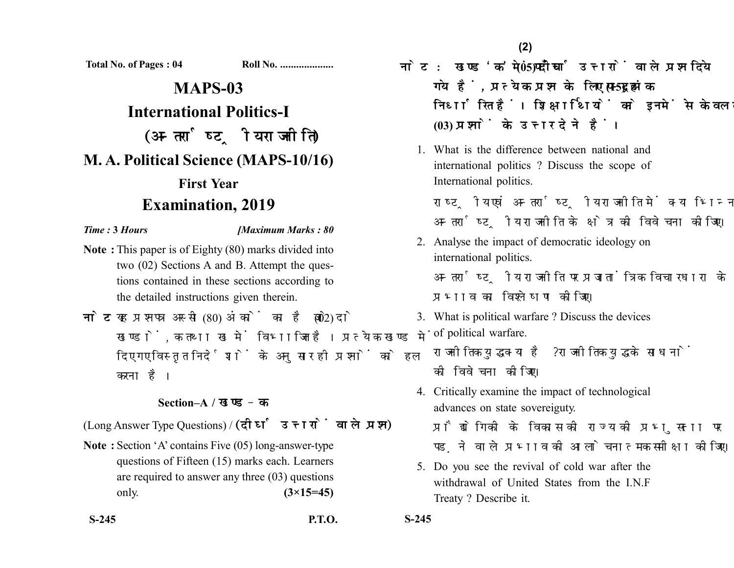Total No. of Pages : 04 Roll No. ....................

# MAPS-03

## International Politics-I

## (अन्तर्राष्ट्रीय राजनीति)

## M. A. Political Science (MAPS-10/16)

### First Year

## Examination, 2019

*Time :* **3** *Hours* *[Maximum Marks :* **80**

**Note :** This paper is of Eighty (80) marks divided into two (02) Sections A and B. Attempt the questions contained in these sections according to the detailed instructions given therein.

**नोट :** यह प्रश्नपत्र अस्सी (80) अंकों का है जो दो (02) खण्डों, क तथा ख में विभाजित है। प्रत्येक खण्ड में दिए गए विस्तृत निर्देशों के अनुसार ही प्रश्नों को हल करना है।

### Section–A / खण्ड–क

(Long Answer Type Questions) / **(दीर्घ उत्तरों वाले प्रश्न)**

**Note :** Section 'A' contains Five (05) long-answer-type questions of Fifteen (15) marks each. Learners are required to answer any three (03) questions only. **(3×15=45)**

**नोट :** खण्ड 'क' में पाँच (05) दीर्घ उत्तरों वाले प्रश्न दिये गये हैं, प्रत्येक प्रश्न के लिए पन्द्रह (15) अंक निर्धारित हैं। शिक्षार्थियों को इनमें से केवल तीन (03) प्रश्नों के उत्तर देने हैं।

1. What is the difference between national and international politics ? Discuss the scope of International politics.

   राष्ट्रीय एवं अन्तर्राष्ट्रीय राजनीति में क्या भिन्नता है? अन्तर्राष्ट्रीय राजनीति के क्षेत्र की विवेचना कीजिए।

2. Analyse the impact of democratic ideology on international politics.

   अन्तर्राष्ट्रीय राजनीति पर प्रजातान्त्रिक विचारधारा के प्रभाव का विश्लेषण कीजिए।

3. What is political warfare ? Discuss the devices of political warfare.

   राजनीतिक युद्ध क्या है? राजनीतिक युद्ध के साधनों की विवेचना कीजिए।

4. Critically examine the impact of technological advances on state sovereiguty.

   प्रौद्योगिकी के विकास की राज्य की प्रभुसत्ता पर पड़ने वाले प्रभाव की आलोचनात्मक समीक्षा कीजिए।

5. Do you see the revival of cold war after the withdrawal of United States from the I.N.F Treaty ? Describe it.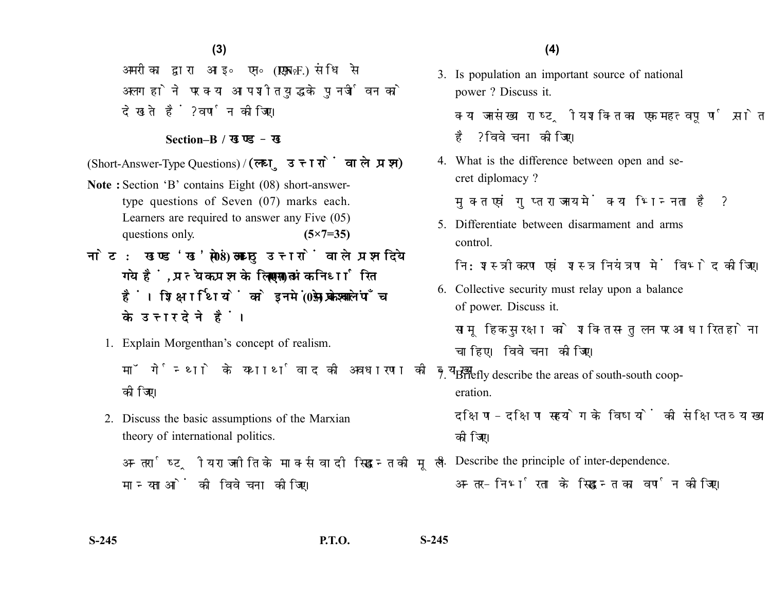अमरीका द्वारा आइ० एम० (I.N.F.) संधि से अलग होने पर क्या आप शीत युद्ध के पुनर्जीवन को देखते हैं? वर्णन कीजिए।

## Section–B / खण्ड–ख

(Short-Answer-Type Questions) / **(लघु उत्तरों वाले प्रश्न)**

**Note :** Section 'B' contains Eight (08) short-answer-type questions of Seven (07) marks each. Learners are required to answer any Five (05) questions only. **(5×7=35)**

**नोट :** खण्ड 'ख' में आठ (08) लघु उत्तरों वाले प्रश्न दिये गये हैं, प्रत्येक प्रश्न के लिए सात (07) अंक निर्धारित हैं। शिक्षार्थियों को इनमें से केवल पाँच (05) प्रश्नों के उत्तर देने हैं।

1. Explain Morgenthan's concept of realism.

   मॉर्गेन्थाउ के यथार्थवाद की अवधारणा की व्याख्या कीजिए।

2. Discuss the basic assumptions of the Marxian theory of international politics.

   अन्तर्राष्ट्रीय राजनीति के मार्क्सवादी सिद्धान्त की मूल मान्यताओं की विवेचना कीजिए।

3. Is population an important source of national power ? Discuss it.

   क्या जनसंख्या राष्ट्रीय शक्ति का एक महत्वपूर्ण स्रोत है? विवेचना कीजिए।

4. What is the difference between open and secret diplomacy ?

   मुक्त एवं गुप्त राजनय में क्या भिन्नता है?

5. Differentiate between disarmament and arms control.

   निःशस्त्रीकरण एवं शस्त्र नियंत्रण में विभेद कीजिए।

6. Collective security must relay upon a balance of power. Discuss it.

   सामूहिक सुरक्षा को शक्ति सन्तुलन पर आधारित होना चाहिए। विवेचना कीजिए।

7. Briefly describe the areas of south-south cooperation.

   दक्षिण-दक्षिण सहयोग के विषयों की संक्षिप्त व्याख्या कीजिए।

8. Describe the principle of inter-dependence.

   अन्तर-निर्भरता के सिद्धान्त का वर्णन कीजिए।